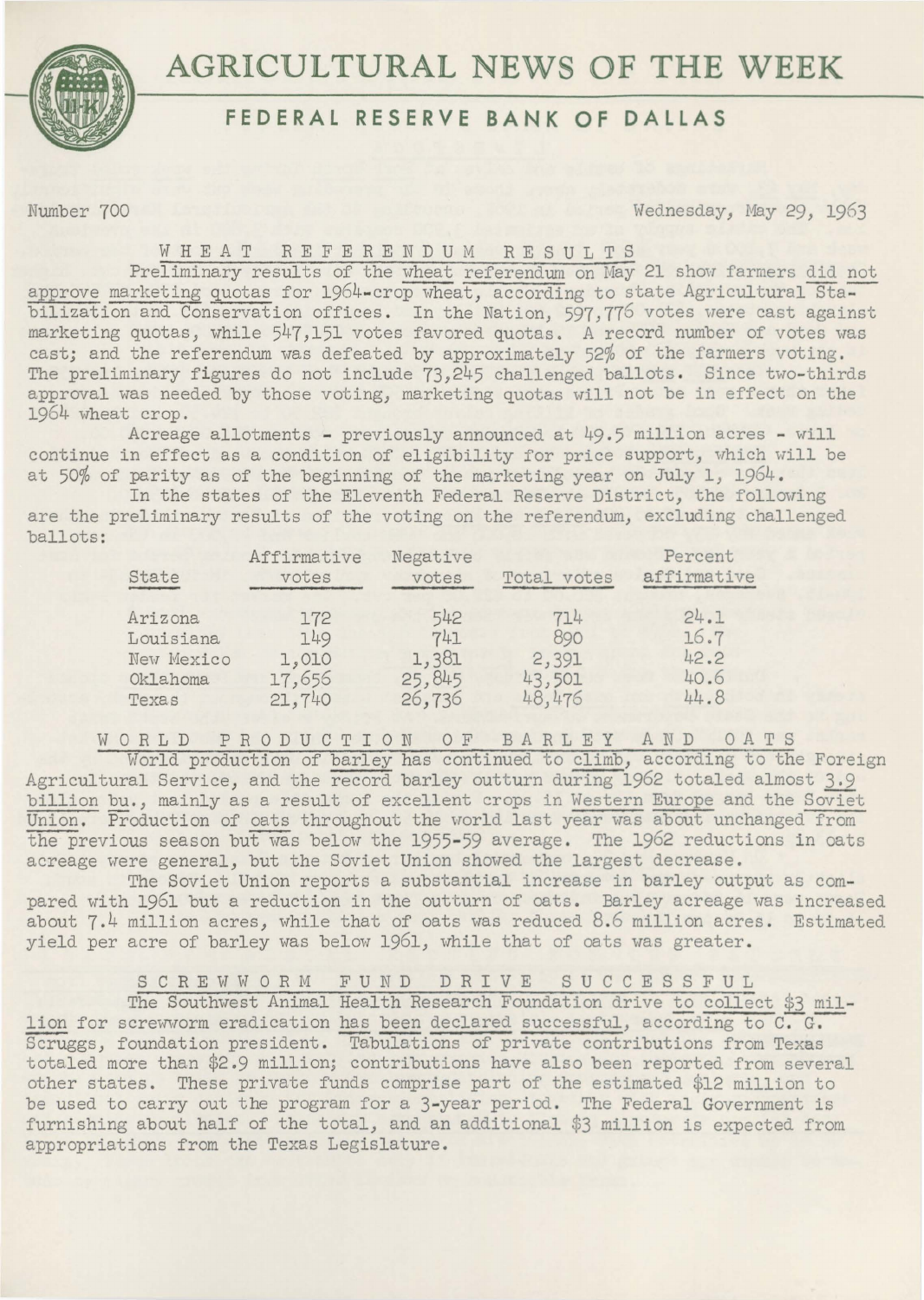# AGRICULTURAL NEWS OF THE WEEK

## FEDERAL RESERVE BANK OF DALLAS

Number 700 — Wednesday, May 29, 1963

### WHEAT REFERENDUM RESULTS

Preliminary results of the wheat referendum on May 21 show farmers did not approve marketing quotas for 1964-crop wheat, according to state Agricultural Stabilization and Conservation offices. In the Nation, 597,776 votes were cast against marketing quotas, while 547,151 votes favored quotas. A record number of votes was cast; and the referendum was defeated by approximately 52% of the farmers voting. The preliminary figures do not include 73,245 challenged ballots. Since two-thirds approval was needed by those voting, marketing quotas will not be in effect on the 1964 wheat crop.

Acreage allotments - previously announced at 49.5 million acres - will continue in effect as a condition of eligibility for price support, which will be at 50% of parity as of the beginning of the marketing year on July 1, 1964.

In the states of the Eleventh Federal Reserve District, the following are the preliminary results of the voting on the referendum, excluding challenged ballots:

| State | Affirmative votes | Negative votes | Total votes | Percent affirmative |
|---|---|---|---|---|
| Arizona | 172 | 542 | 714 | 24.1 |
| Louisiana | 149 | 741 | 890 | 16.7 |
| New Mexico | 1,010 | 1,381 | 2,391 | 42.2 |
| Oklahoma | 17,656 | 25,845 | 43,501 | 40.6 |
| Texas | 21,740 | 26,736 | 48,476 | 44.8 |

### WORLD PRODUCTION OF BARLEY AND OATS

World production of barley has continued to climb, according to the Foreign Agricultural Service, and the record barley outturn during 1962 totaled almost 3.9 billion bu., mainly as a result of excellent crops in Western Europe and the Soviet Union. Production of oats throughout the world last year was about unchanged from the previous season but was below the 1955-59 average. The 1962 reductions in oats acreage were general, but the Soviet Union showed the largest decrease.

The Soviet Union reports a substantial increase in barley output as compared with 1961 but a reduction in the outturn of oats. Barley acreage was increased about 7.4 million acres, while that of oats was reduced 8.6 million acres. Estimated yield per acre of barley was below 1961, while that of oats was greater.

### SCREWWORM FUND DRIVE SUCCESSFUL

The Southwest Animal Health Research Foundation drive to collect $3 million for screwworm eradication has been declared successful, according to C. G. Scruggs, foundation president. Tabulations of private contributions from Texas totaled more than $2.9 million; contributions have also been reported from several other states. These private funds comprise part of the estimated $12 million to be used to carry out the program for a 3-year period. The Federal Government is furnishing about half of the total, and an additional $3 million is expected from appropriations from the Texas Legislature.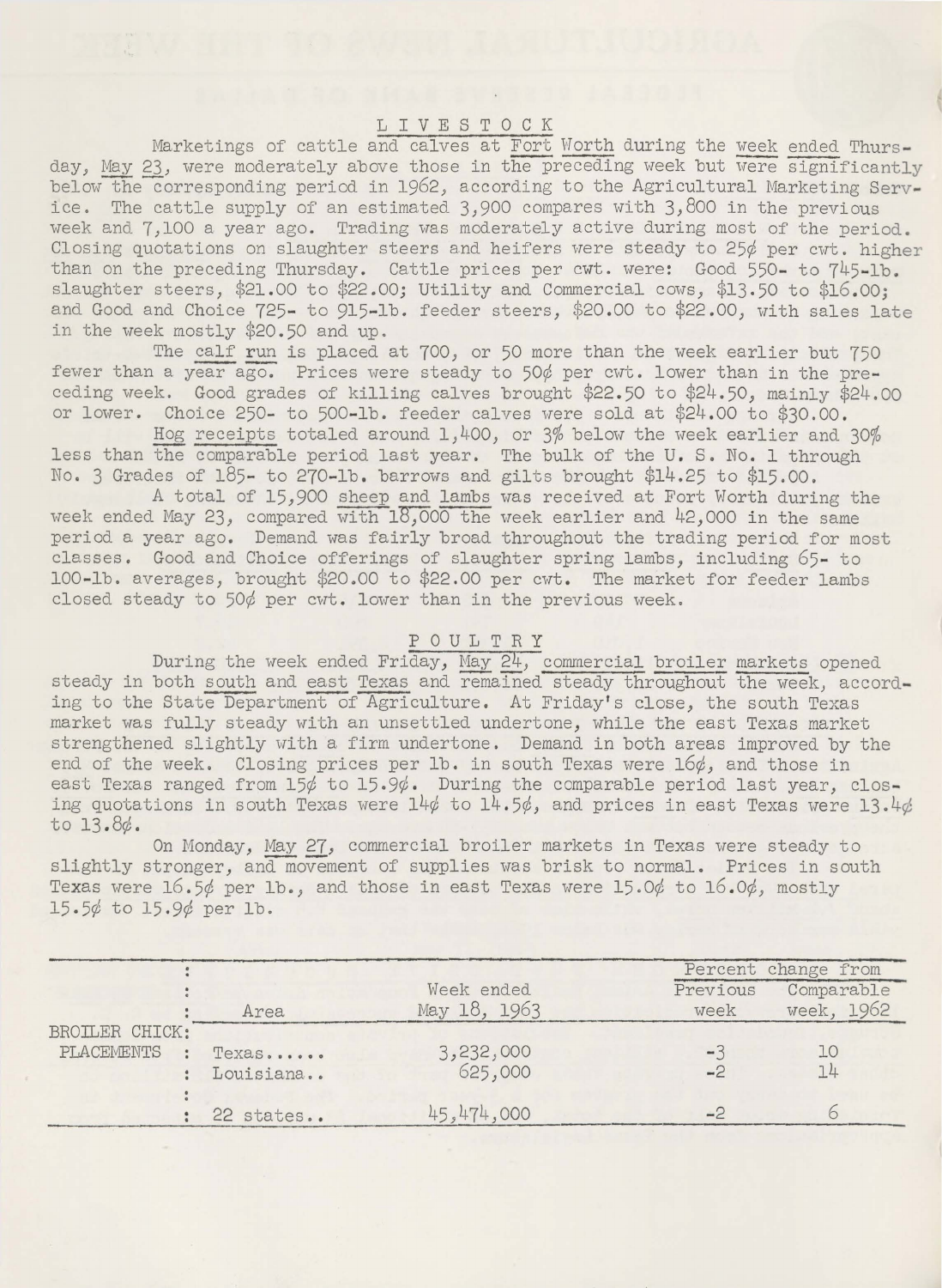## LIVESTOCK

Marketings of cattle and calves at Fort Worth during the week ended Thursday, May 23, were moderately above those in the preceding week but were significantly below the corresponding period in 1962, according to the Agricultural Marketing Service. The cattle supply of an estimated 3,900 compares with 3,800 in the previous week and 7,100 a year ago. Trading was moderately active during most of the period. Closing quotations on slaughter steers and heifers were steady to 25¢ per cwt. higher than on the preceding Thursday. Cattle prices per cwt. were: Good 550- to 745-lb. slaughter steers, $21.00 to $22.00; Utility and Commercial cows, $13.50 to $16.00; and Good and Choice 725- to 915-lb. feeder steers, $20.00 to $22.00, with sales late in the week mostly $20.50 and up.

The calf run is placed at 700, or 50 more than the week earlier but 750 fewer than a year ago. Prices were steady to 50¢ per cwt. lower than in the preceding week. Good grades of killing calves brought $22.50 to $24.50, mainly $24.00 or lower. Choice 250- to 500-lb. feeder calves were sold at $24.00 to $30.00.

Hog receipts totaled around 1,400, or 3% below the week earlier and 30% less than the comparable period last year. The bulk of the U. S. No. 1 through No. 3 Grades of 185- to 270-lb. barrows and gilts brought $14.25 to $15.00.

A total of 15,900 sheep and lambs was received at Fort Worth during the week ended May 23, compared with 18,000 the week earlier and 42,000 in the same period a year ago. Demand was fairly broad throughout the trading period for most classes. Good and Choice offerings of slaughter spring lambs, including 65- to 100-lb. averages, brought $20.00 to $22.00 per cwt. The market for feeder lambs closed steady to 50¢ per cwt. lower than in the previous week.

## POULTRY

During the week ended Friday, May 24, commercial broiler markets opened steady in both south and east Texas and remained steady throughout the week, according to the State Department of Agriculture. At Friday's close, the south Texas market was fully steady with an unsettled undertone, while the east Texas market strengthened slightly with a firm undertone. Demand in both areas improved by the end of the week. Closing prices per lb. in south Texas were 16¢, and those in east Texas ranged from 15¢ to 15.9¢. During the comparable period last year, closing quotations in south Texas were 14¢ to 14.5¢, and prices in east Texas were 13.4¢ to 13.8¢.

On Monday, May 27, commercial broiler markets in Texas were steady to slightly stronger, and movement of supplies was brisk to normal. Prices in south Texas were 16.5¢ per lb., and those in east Texas were 15.0¢ to 16.0¢, mostly 15.5¢ to 15.9¢ per lb.

| | Area | Week ended May 18, 1963 | Percent change from Previous week | Percent change from Comparable week, 1962 |
|---|---|---|---|---|
| BROILER CHICK: PLACEMENTS | Texas...... | 3,232,000 | -3 | 10 |
| | Louisiana.. | 625,000 | -2 | 14 |
| | 22 states.. | 45,474,000 | -2 | 6 |